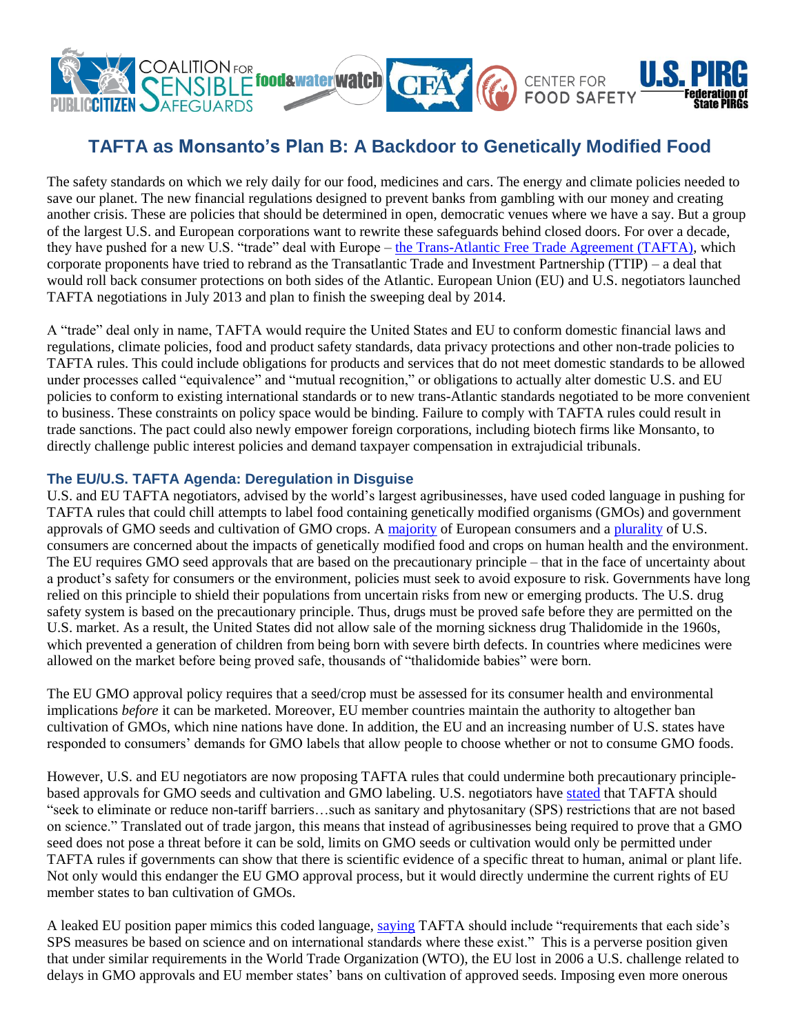# TAFTA as Monsanto's Plan B: A Backdoor to Genetically Modified Food

The safety standards on which we rely daily for our food, medicines and cars. The energy and climate policies needed to save our planet. The new financial regulations designed to prevent banks from gambling with our money and creating another crisis. These are policies that should be determined in open, democratic venues where we have a say. But a group of the largest U.S. and European corporations want to rewrite these safeguards behind closed doors. For over a decade, they have pushed for a new U.S. "trade" deal with Europe – the Trans-Atlantic Free Trade Agreement (TAFTA), which corporate proponents have tried to rebrand as the Transatlantic Trade and Investment Partnership (TTIP) – a deal that would roll back consumer protections on both sides of the Atlantic. European Union (EU) and U.S. negotiators launched TAFTA negotiations in July 2013 and plan to finish the sweeping deal by 2014.

A "trade" deal only in name, TAFTA would require the United States and EU to conform domestic financial laws and regulations, climate policies, food and product safety standards, data privacy protections and other non-trade policies to TAFTA rules. This could include obligations for products and services that do not meet domestic standards to be allowed under processes called "equivalence" and "mutual recognition," or obligations to actually alter domestic U.S. and EU policies to conform to existing international standards or to new trans-Atlantic standards negotiated to be more convenient to business. These constraints on policy space would be binding. Failure to comply with TAFTA rules could result in trade sanctions. The pact could also newly empower foreign corporations, including biotech firms like Monsanto, to directly challenge public interest policies and demand taxpayer compensation in extrajudicial tribunals.

## The EU/U.S. TAFTA Agenda: Deregulation in Disguise

U.S. and EU TAFTA negotiators, advised by the world's largest agribusinesses, have used coded language in pushing for TAFTA rules that could chill attempts to label food containing genetically modified organisms (GMOs) and government approvals of GMO seeds and cultivation of GMO crops. A majority of European consumers and a plurality of U.S. consumers are concerned about the impacts of genetically modified food and crops on human health and the environment. The EU requires GMO seed approvals that are based on the precautionary principle – that in the face of uncertainty about a product's safety for consumers or the environment, policies must seek to avoid exposure to risk. Governments have long relied on this principle to shield their populations from uncertain risks from new or emerging products. The U.S. drug safety system is based on the precautionary principle. Thus, drugs must be proved safe before they are permitted on the U.S. market. As a result, the United States did not allow sale of the morning sickness drug Thalidomide in the 1960s, which prevented a generation of children from being born with severe birth defects. In countries where medicines were allowed on the market before being proved safe, thousands of "thalidomide babies" were born.

The EU GMO approval policy requires that a seed/crop must be assessed for its consumer health and environmental implications *before* it can be marketed. Moreover, EU member countries maintain the authority to altogether ban cultivation of GMOs, which nine nations have done. In addition, the EU and an increasing number of U.S. states have responded to consumers' demands for GMO labels that allow people to choose whether or not to consume GMO foods.

However, U.S. and EU negotiators are now proposing TAFTA rules that could undermine both precautionary principle-based approvals for GMO seeds and cultivation and GMO labeling. U.S. negotiators have stated that TAFTA should "seek to eliminate or reduce non-tariff barriers…such as sanitary and phytosanitary (SPS) restrictions that are not based on science." Translated out of trade jargon, this means that instead of agribusinesses being required to prove that a GMO seed does not pose a threat before it can be sold, limits on GMO seeds or cultivation would only be permitted under TAFTA rules if governments can show that there is scientific evidence of a specific threat to human, animal or plant life. Not only would this endanger the EU GMO approval process, but it would directly undermine the current rights of EU member states to ban cultivation of GMOs.

A leaked EU position paper mimics this coded language, saying TAFTA should include "requirements that each side's SPS measures be based on science and on international standards where these exist." This is a perverse position given that under similar requirements in the World Trade Organization (WTO), the EU lost in 2006 a U.S. challenge related to delays in GMO approvals and EU member states' bans on cultivation of approved seeds. Imposing even more onerous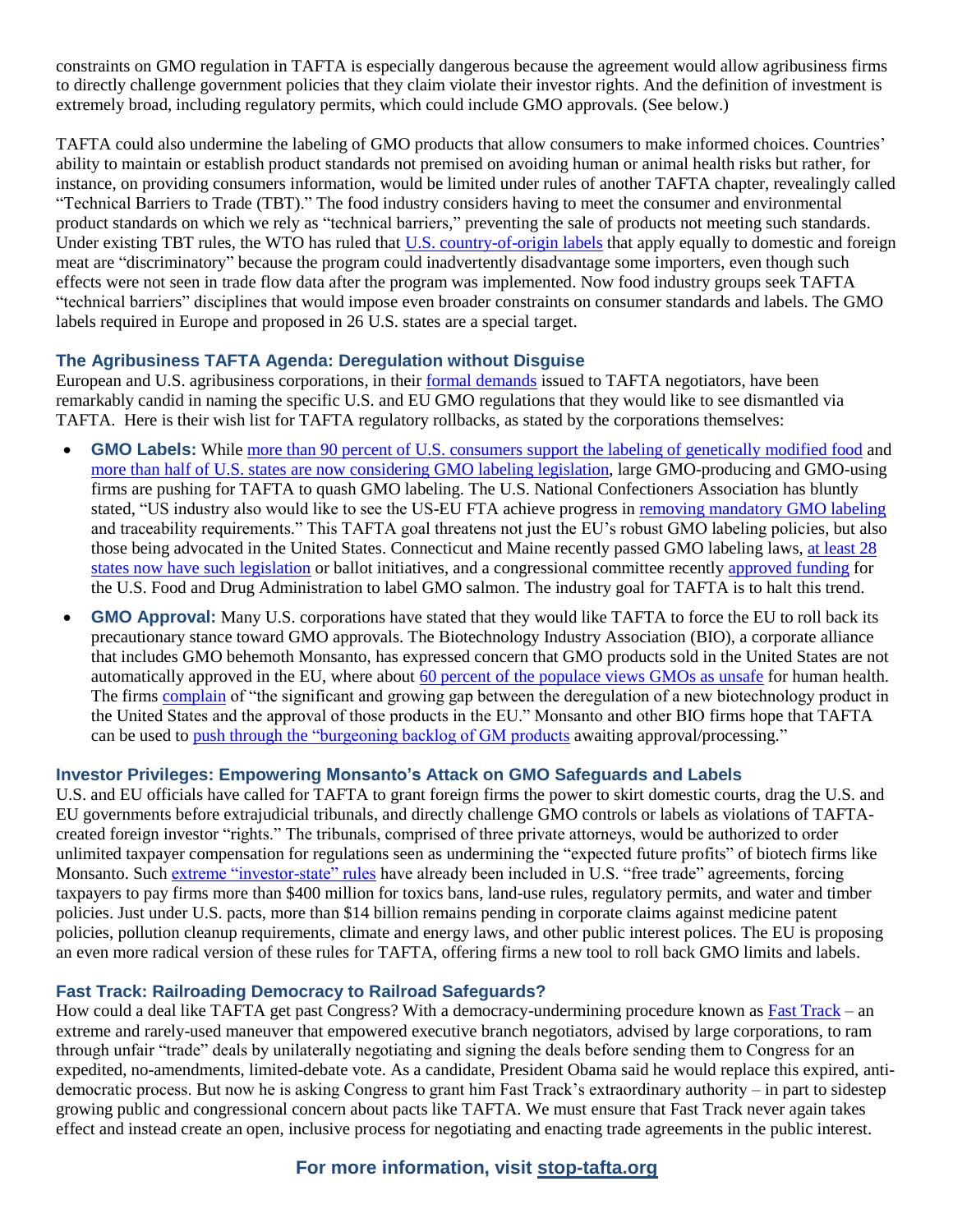constraints on GMO regulation in TAFTA is especially dangerous because the agreement would allow agribusiness firms to directly challenge government policies that they claim violate their investor rights. And the definition of investment is extremely broad, including regulatory permits, which could include GMO approvals. (See below.)

TAFTA could also undermine the labeling of GMO products that allow consumers to make informed choices. Countries' ability to maintain or establish product standards not premised on avoiding human or animal health risks but rather, for instance, on providing consumers information, would be limited under rules of another TAFTA chapter, revealingly called "Technical Barriers to Trade (TBT)." The food industry considers having to meet the consumer and environmental product standards on which we rely as "technical barriers," preventing the sale of products not meeting such standards. Under existing TBT rules, the WTO has ruled that U.S. country-of-origin labels that apply equally to domestic and foreign meat are "discriminatory" because the program could inadvertently disadvantage some importers, even though such effects were not seen in trade flow data after the program was implemented. Now food industry groups seek TAFTA "technical barriers" disciplines that would impose even broader constraints on consumer standards and labels. The GMO labels required in Europe and proposed in 26 U.S. states are a special target.

### The Agribusiness TAFTA Agenda: Deregulation without Disguise

European and U.S. agribusiness corporations, in their formal demands issued to TAFTA negotiators, have been remarkably candid in naming the specific U.S. and EU GMO regulations that they would like to see dismantled via TAFTA. Here is their wish list for TAFTA regulatory rollbacks, as stated by the corporations themselves:

- **GMO Labels:** While more than 90 percent of U.S. consumers support the labeling of genetically modified food and more than half of U.S. states are now considering GMO labeling legislation, large GMO-producing and GMO-using firms are pushing for TAFTA to quash GMO labeling. The U.S. National Confectioners Association has bluntly stated, "US industry also would like to see the US-EU FTA achieve progress in removing mandatory GMO labeling and traceability requirements." This TAFTA goal threatens not just the EU's robust GMO labeling policies, but also those being advocated in the United States. Connecticut and Maine recently passed GMO labeling laws, at least 28 states now have such legislation or ballot initiatives, and a congressional committee recently approved funding for the U.S. Food and Drug Administration to label GMO salmon. The industry goal for TAFTA is to halt this trend.
- **GMO Approval:** Many U.S. corporations have stated that they would like TAFTA to force the EU to roll back its precautionary stance toward GMO approvals. The Biotechnology Industry Association (BIO), a corporate alliance that includes GMO behemoth Monsanto, has expressed concern that GMO products sold in the United States are not automatically approved in the EU, where about 60 percent of the populace views GMOs as unsafe for human health. The firms complain of "the significant and growing gap between the deregulation of a new biotechnology product in the United States and the approval of those products in the EU." Monsanto and other BIO firms hope that TAFTA can be used to push through the "burgeoning backlog of GM products awaiting approval/processing."

### Investor Privileges: Empowering Monsanto's Attack on GMO Safeguards and Labels

U.S. and EU officials have called for TAFTA to grant foreign firms the power to skirt domestic courts, drag the U.S. and EU governments before extrajudicial tribunals, and directly challenge GMO controls or labels as violations of TAFTA-created foreign investor "rights." The tribunals, comprised of three private attorneys, would be authorized to order unlimited taxpayer compensation for regulations seen as undermining the "expected future profits" of biotech firms like Monsanto. Such extreme "investor-state" rules have already been included in U.S. "free trade" agreements, forcing taxpayers to pay firms more than $400 million for toxics bans, land-use rules, regulatory permits, and water and timber policies. Just under U.S. pacts, more than $14 billion remains pending in corporate claims against medicine patent policies, pollution cleanup requirements, climate and energy laws, and other public interest polices. The EU is proposing an even more radical version of these rules for TAFTA, offering firms a new tool to roll back GMO limits and labels.

### Fast Track: Railroading Democracy to Railroad Safeguards?

How could a deal like TAFTA get past Congress? With a democracy-undermining procedure known as Fast Track – an extreme and rarely-used maneuver that empowered executive branch negotiators, advised by large corporations, to ram through unfair "trade" deals by unilaterally negotiating and signing the deals before sending them to Congress for an expedited, no-amendments, limited-debate vote. As a candidate, President Obama said he would replace this expired, anti-democratic process. But now he is asking Congress to grant him Fast Track's extraordinary authority – in part to sidestep growing public and congressional concern about pacts like TAFTA. We must ensure that Fast Track never again takes effect and instead create an open, inclusive process for negotiating and enacting trade agreements in the public interest.

**For more information, visit stop-tafta.org**